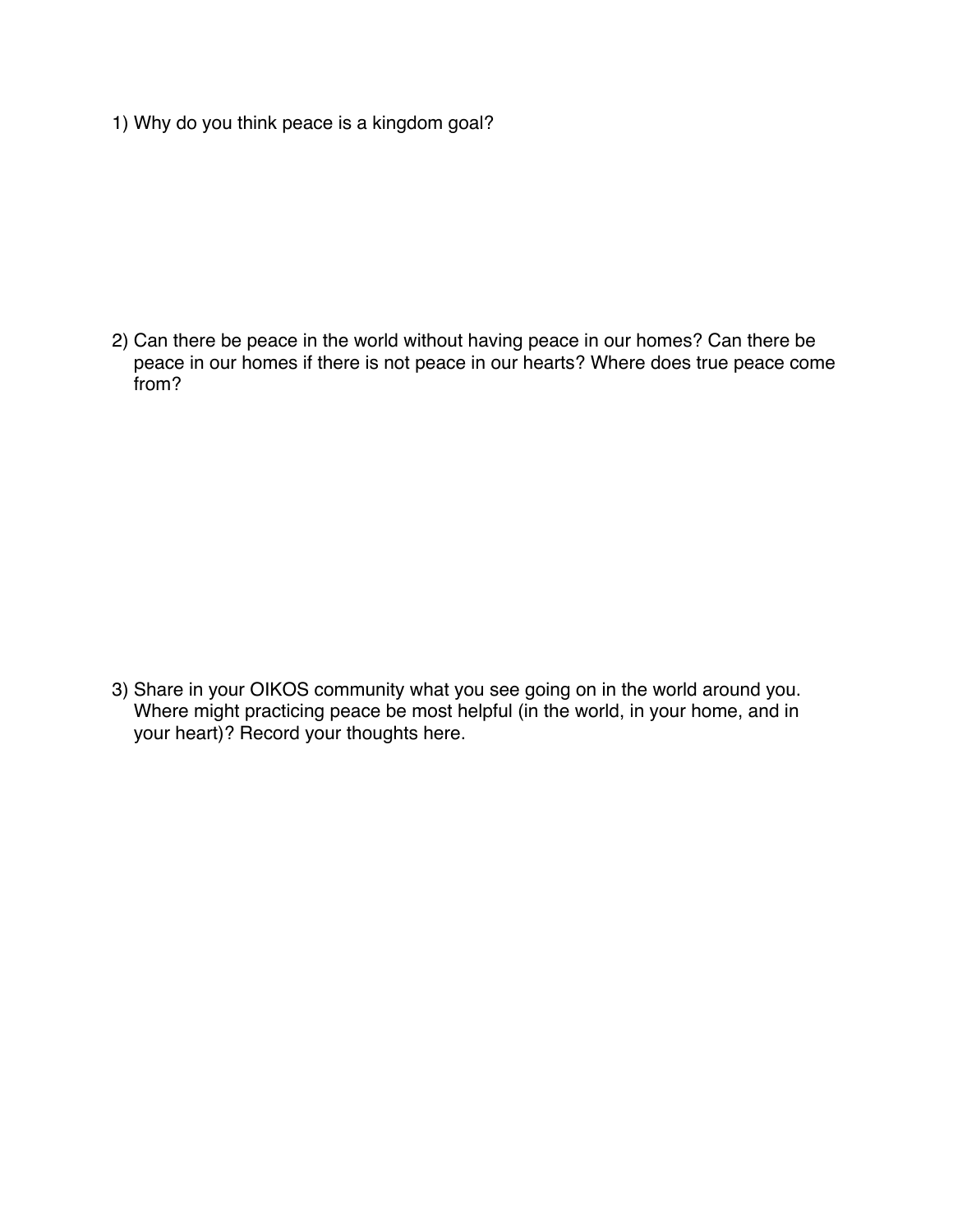1) Why do you think peace is a kingdom goal?

2) Can there be peace in the world without having peace in our homes? Can there be peace in our homes if there is not peace in our hearts? Where does true peace come from?

3) Share in your OIKOS community what you see going on in the world around you. Where might practicing peace be most helpful (in the world, in your home, and in your heart)? Record your thoughts here.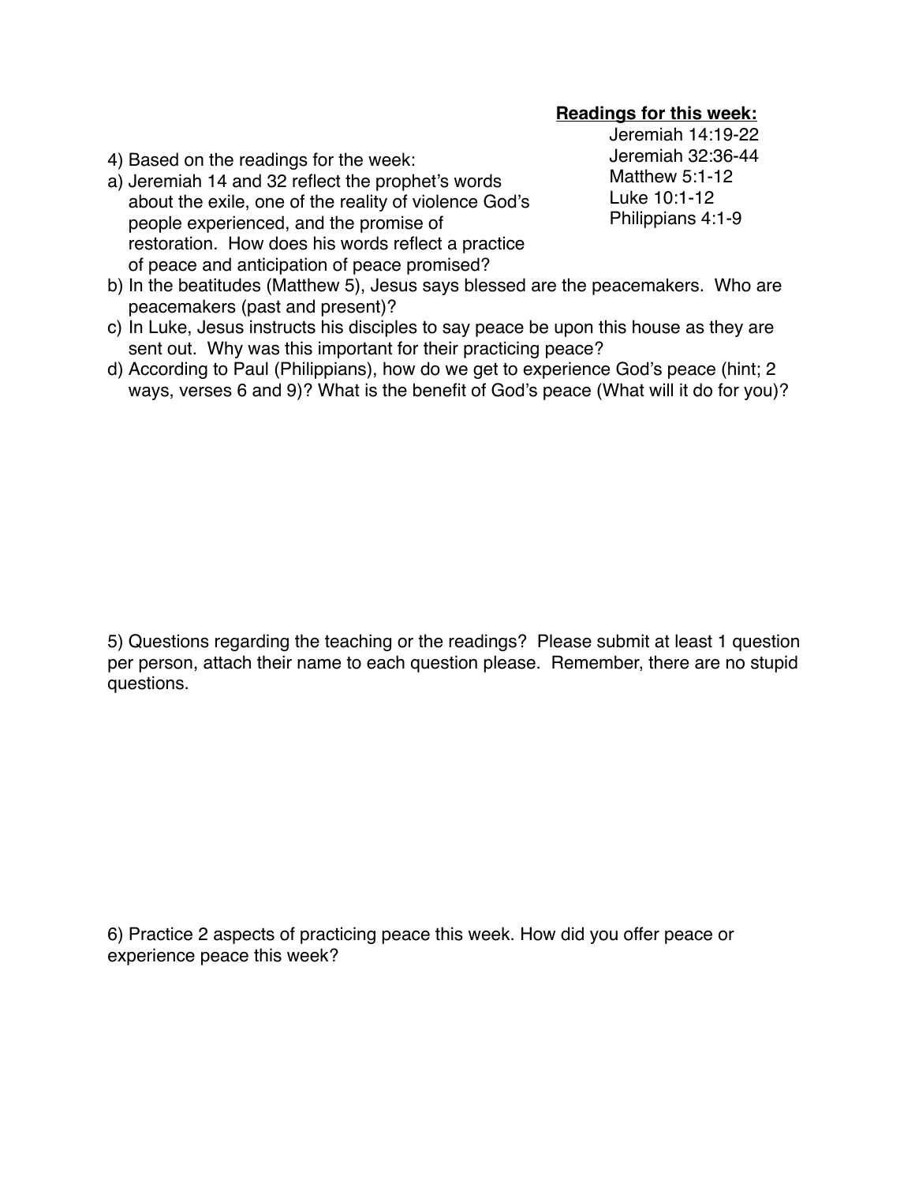**Readings for this week:**

Jeremiah 14:19-22
Jeremiah 32:36-44
Matthew 5:1-12
Luke 10:1-12
Philippians 4:1-9

4) Based on the readings for the week:

a) Jeremiah 14 and 32 reflect the prophet's words about the exile, one of the reality of violence God's people experienced, and the promise of restoration. How does his words reflect a practice of peace and anticipation of peace promised?

b) In the beatitudes (Matthew 5), Jesus says blessed are the peacemakers. Who are peacemakers (past and present)?

c) In Luke, Jesus instructs his disciples to say peace be upon this house as they are sent out. Why was this important for their practicing peace?

d) According to Paul (Philippians), how do we get to experience God's peace (hint; 2 ways, verses 6 and 9)? What is the benefit of God's peace (What will it do for you)?

5) Questions regarding the teaching or the readings? Please submit at least 1 question per person, attach their name to each question please. Remember, there are no stupid questions.

6) Practice 2 aspects of practicing peace this week. How did you offer peace or experience peace this week?